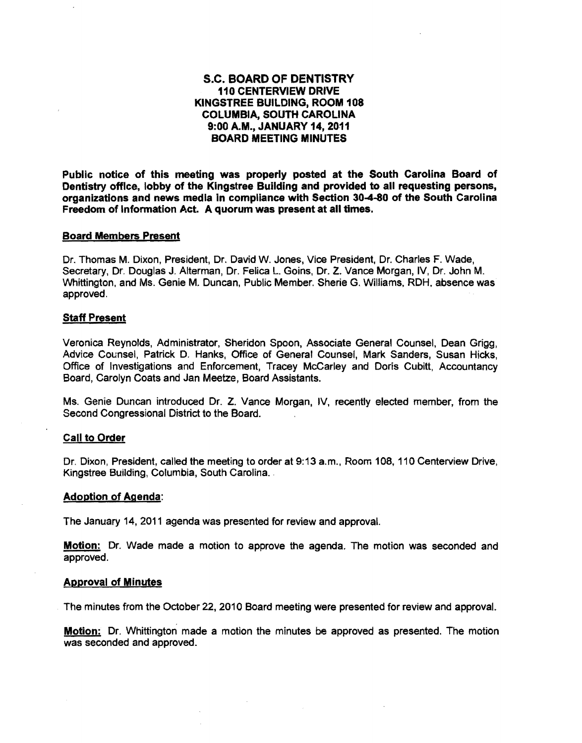# S.C. BOARD OF DENTISTRY
## 110 CENTERVIEW DRIVE
## KINGSTREE BUILDING, ROOM 108
## COLUMBIA, SOUTH CAROLINA
## 9:00 A.M., JANUARY 14, 2011
## BOARD MEETING MINUTES

**Public notice of this meeting was properly posted at the South Carolina Board of Dentistry office, lobby of the Kingstree Building and provided to all requesting persons, organizations and news media in compliance with Section 30-4-80 of the South Carolina Freedom of Information Act. A quorum was present at all times.**

**Board Members Present**

Dr. Thomas M. Dixon, President, Dr. David W. Jones, Vice President, Dr. Charles F. Wade, Secretary, Dr. Douglas J. Alterman, Dr. Felica L. Goins, Dr. Z. Vance Morgan, IV, Dr. John M. Whittington, and Ms. Genie M. Duncan, Public Member. Sherie G. Williams, RDH, absence was approved.

**Staff Present**

Veronica Reynolds, Administrator, Sheridon Spoon, Associate General Counsel, Dean Grigg, Advice Counsel, Patrick D. Hanks, Office of General Counsel, Mark Sanders, Susan Hicks, Office of Investigations and Enforcement, Tracey McCarley and Doris Cubitt, Accountancy Board, Carolyn Coats and Jan Meetze, Board Assistants.

Ms. Genie Duncan introduced Dr. Z. Vance Morgan, IV, recently elected member, from the Second Congressional District to the Board.

**Call to Order**

Dr. Dixon, President, called the meeting to order at 9:13 a.m., Room 108, 110 Centerview Drive, Kingstree Building, Columbia, South Carolina.

**Adoption of Agenda:**

The January 14, 2011 agenda was presented for review and approval.

**Motion:** Dr. Wade made a motion to approve the agenda. The motion was seconded and approved.

**Approval of Minutes**

The minutes from the October 22, 2010 Board meeting were presented for review and approval.

**Motion:** Dr. Whittington made a motion the minutes be approved as presented. The motion was seconded and approved.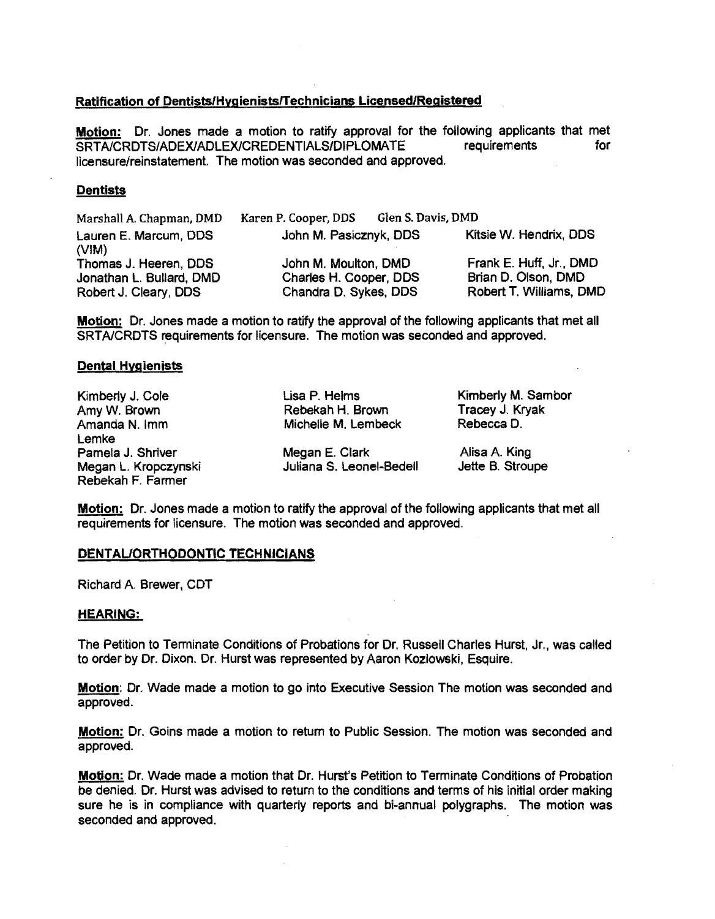**Ratification of Dentists/Hygienists/Technicians Licensed/Registered**

**Motion:** Dr. Jones made a motion to ratify approval for the following applicants that met SRTA/CRDTS/ADEX/ADLEX/CREDENTIALS/DIPLOMATE requirements for licensure/reinstatement. The motion was seconded and approved.

**Dentists**

| | | |
|---|---|---|
| Marshall A. Chapman, DMD | Karen P. Cooper, DDS | Glen S. Davis, DMD |
| Lauren E. Marcum, DDS (VIM) | John M. Pasicznyk, DDS | Kitsie W. Hendrix, DDS |
| Thomas J. Heeren, DDS | John M. Moulton, DMD | Frank E. Huff, Jr., DMD |
| Jonathan L. Bullard, DMD | Charles H. Cooper, DDS | Brian D. Olson, DMD |
| Robert J. Cleary, DDS | Chandra D. Sykes, DDS | Robert T. Williams, DMD |

**Motion:** Dr. Jones made a motion to ratify the approval of the following applicants that met all SRTA/CRDTS requirements for licensure. The motion was seconded and approved.

**Dental Hygienists**

| | | |
|---|---|---|
| Kimberly J. Cole | Lisa P. Helms | Kimberly M. Sambor |
| Amy W. Brown | Rebekah H. Brown | Tracey J. Kryak |
| Amanda N. Imm | Michelle M. Lembeck | Rebecca D. Lemke |
| Pamela J. Shriver | Megan E. Clark | Alisa A. King |
| Megan L. Kropczynski | Juliana S. Leonel-Bedell | Jette B. Stroupe |
| Rebekah F. Farmer | | |

**Motion:** Dr. Jones made a motion to ratify the approval of the following applicants that met all requirements for licensure. The motion was seconded and approved.

**DENTAL/ORTHODONTIC TECHNICIANS**

Richard A. Brewer, CDT

**HEARING:**

The Petition to Terminate Conditions of Probations for Dr. Russell Charles Hurst, Jr., was called to order by Dr. Dixon. Dr. Hurst was represented by Aaron Kozlowski, Esquire.

**Motion**: Dr. Wade made a motion to go into Executive Session The motion was seconded and approved.

**Motion:** Dr. Goins made a motion to return to Public Session. The motion was seconded and approved.

**Motion:** Dr. Wade made a motion that Dr. Hurst's Petition to Terminate Conditions of Probation be denied. Dr. Hurst was advised to return to the conditions and terms of his initial order making sure he is in compliance with quarterly reports and bi-annual polygraphs. The motion was seconded and approved.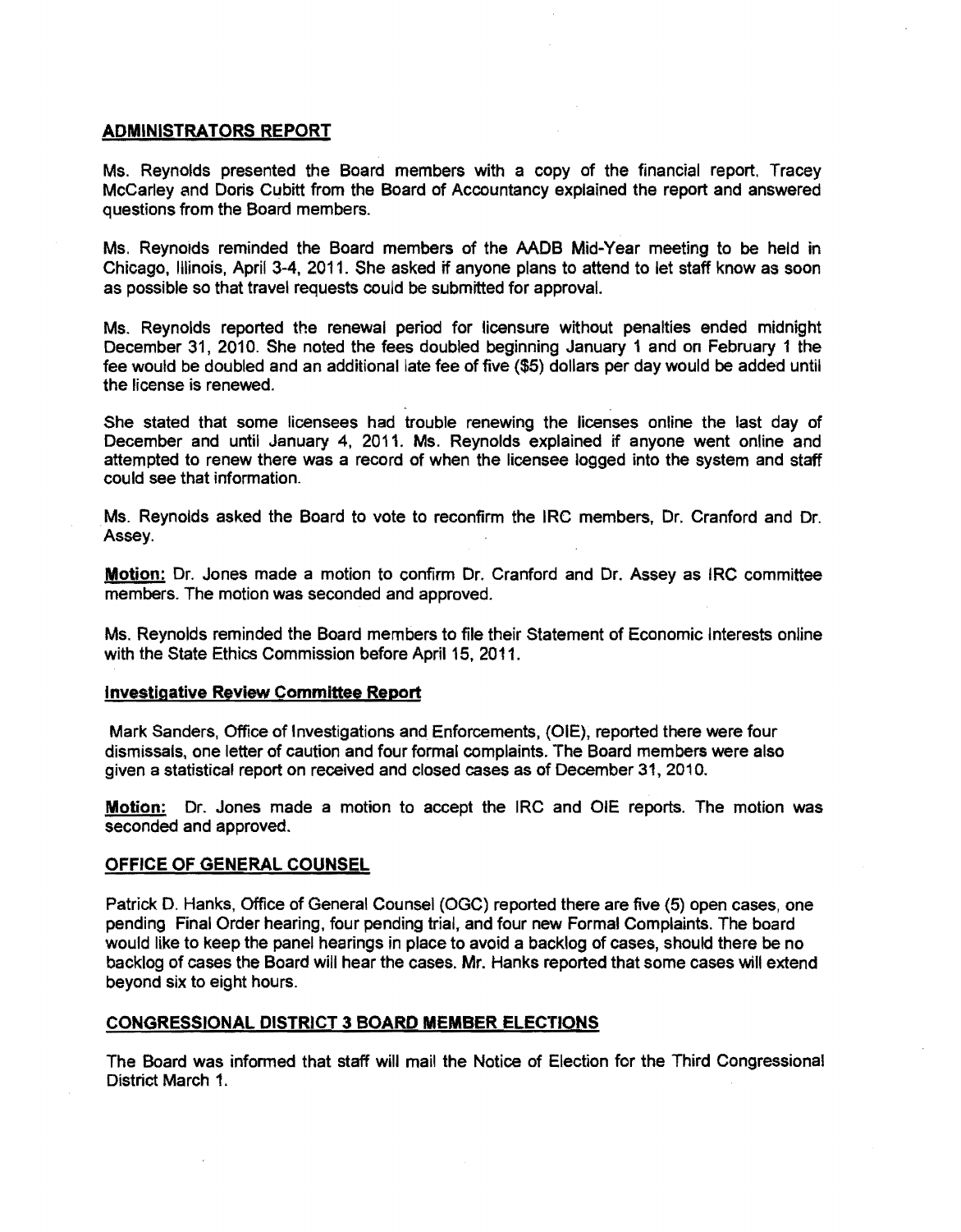## ADMINISTRATORS REPORT

Ms. Reynolds presented the Board members with a copy of the financial report. Tracey McCarley and Doris Cubitt from the Board of Accountancy explained the report and answered questions from the Board members.

Ms. Reynolds reminded the Board members of the AADB Mid-Year meeting to be held in Chicago, Illinois, April 3-4, 2011. She asked if anyone plans to attend to let staff know as soon as possible so that travel requests could be submitted for approval.

Ms. Reynolds reported the renewal period for licensure without penalties ended midnight December 31, 2010. She noted the fees doubled beginning January 1 and on February 1 the fee would be doubled and an additional late fee of five ($5) dollars per day would be added until the license is renewed.

She stated that some licensees had trouble renewing the licenses online the last day of December and until January 4, 2011. Ms. Reynolds explained if anyone went online and attempted to renew there was a record of when the licensee logged into the system and staff could see that information.

Ms. Reynolds asked the Board to vote to reconfirm the IRC members, Dr. Cranford and Dr. Assey.

**Motion:** Dr. Jones made a motion to confirm Dr. Cranford and Dr. Assey as IRC committee members. The motion was seconded and approved.

Ms. Reynolds reminded the Board members to file their Statement of Economic Interests online with the State Ethics Commission before April 15, 2011.

### Investigative Review Committee Report

Mark Sanders, Office of Investigations and Enforcements, (OIE), reported there were four dismissals, one letter of caution and four formal complaints. The Board members were also given a statistical report on received and closed cases as of December 31, 2010.

**Motion:** Dr. Jones made a motion to accept the IRC and OIE reports. The motion was seconded and approved.

## OFFICE OF GENERAL COUNSEL

Patrick D. Hanks, Office of General Counsel (OGC) reported there are five (5) open cases, one pending Final Order hearing, four pending trial, and four new Formal Complaints. The board would like to keep the panel hearings in place to avoid a backlog of cases, should there be no backlog of cases the Board will hear the cases. Mr. Hanks reported that some cases will extend beyond six to eight hours.

## CONGRESSIONAL DISTRICT 3 BOARD MEMBER ELECTIONS

The Board was informed that staff will mail the Notice of Election for the Third Congressional District March 1.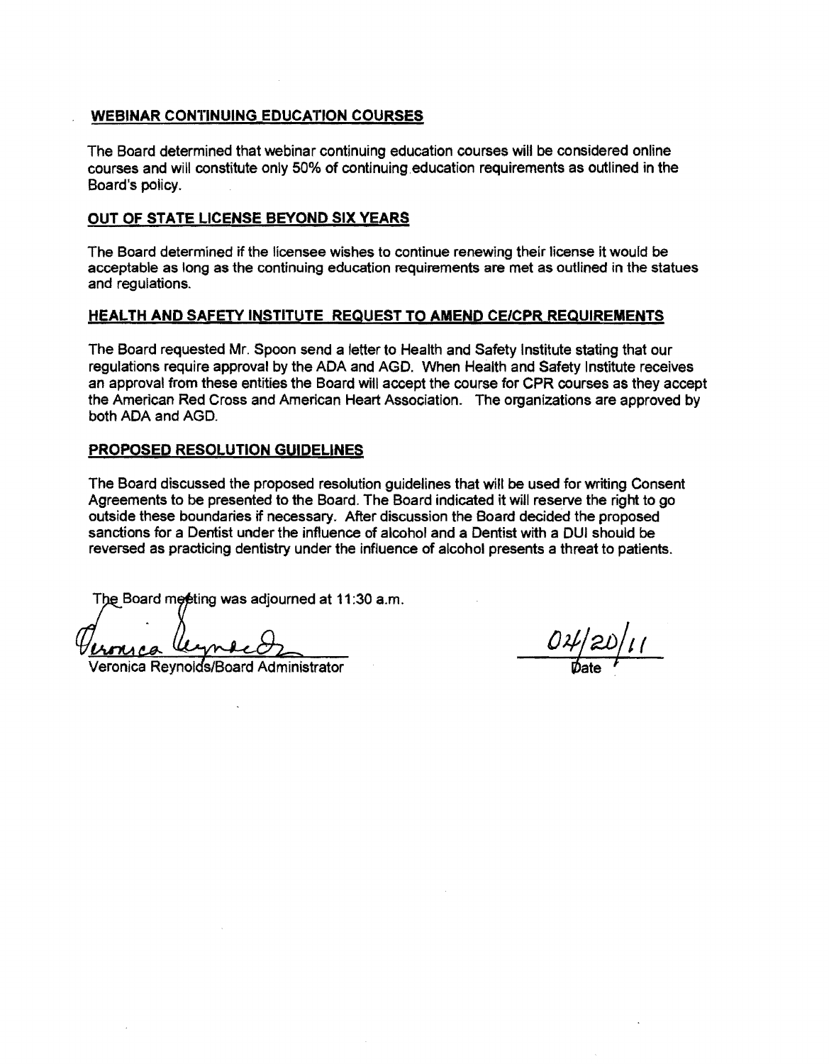**WEBINAR CONTINUING EDUCATION COURSES**

The Board determined that webinar continuing education courses will be considered online courses and will constitute only 50% of continuing education requirements as outlined in the Board's policy.

**OUT OF STATE LICENSE BEYOND SIX YEARS**

The Board determined if the licensee wishes to continue renewing their license it would be acceptable as long as the continuing education requirements are met as outlined in the statues and regulations.

**HEALTH AND SAFETY INSTITUTE REQUEST TO AMEND CE/CPR REQUIREMENTS**

The Board requested Mr. Spoon send a letter to Health and Safety Institute stating that our regulations require approval by the ADA and AGD. When Health and Safety Institute receives an approval from these entities the Board will accept the course for CPR courses as they accept the American Red Cross and American Heart Association. The organizations are approved by both ADA and AGD.

**PROPOSED RESOLUTION GUIDELINES**

The Board discussed the proposed resolution guidelines that will be used for writing Consent Agreements to be presented to the Board. The Board indicated it will reserve the right to go outside these boundaries if necessary. After discussion the Board decided the proposed sanctions for a Dentist under the influence of alcohol and a Dentist with a DUI should be reversed as practicing dentistry under the influence of alcohol presents a threat to patients.

The Board meeting was adjourned at 11:30 a.m.

Veronica Reynolds/Board Administrator

04/20/11
Date